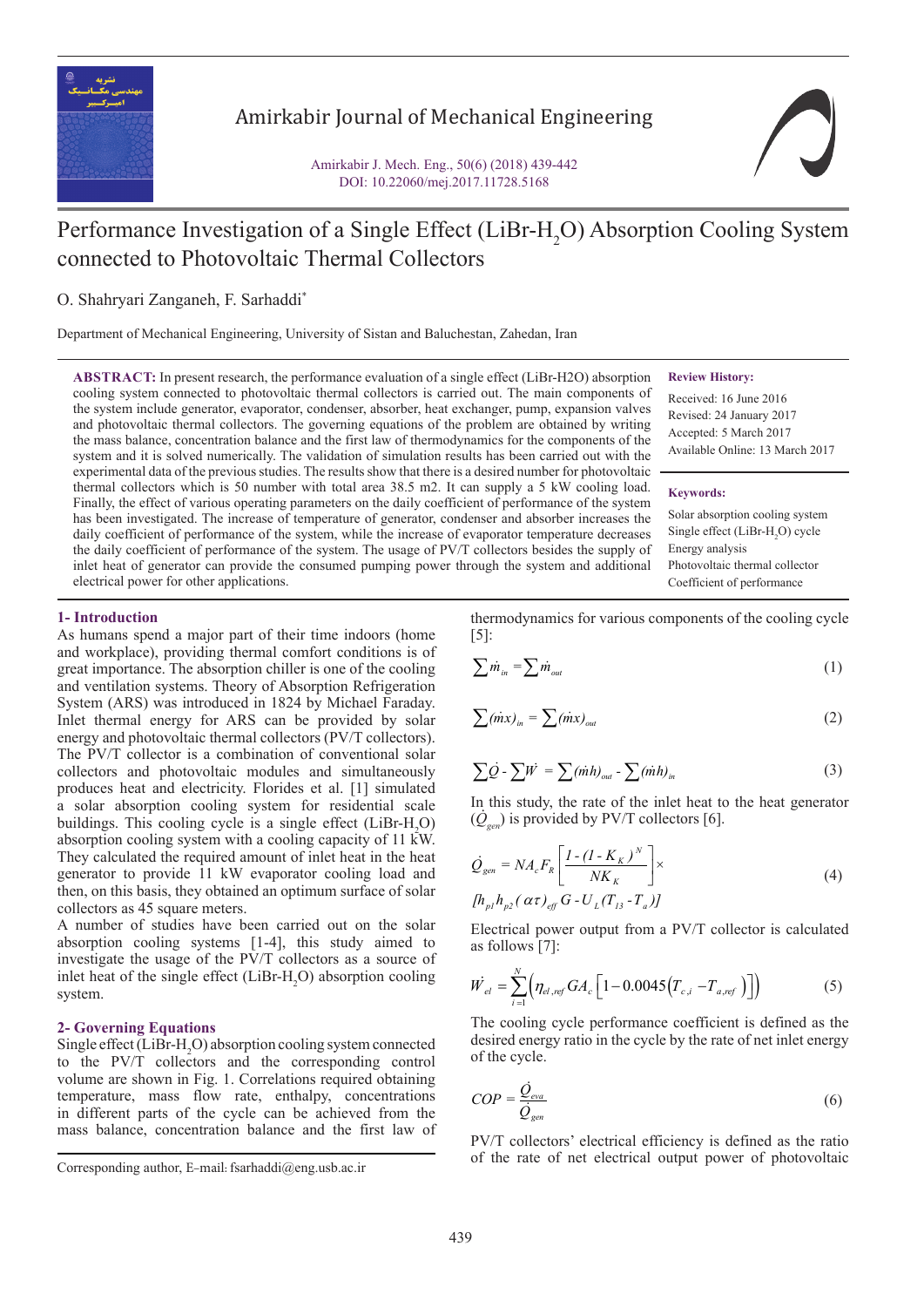# Performance Investigation of a Single Effect (LiBr-$H_2O$) Absorption Cooling System connected to Photovoltaic Thermal Collectors

O. Shahryari Zanganeh, F. Sarhaddi*

Department of Mechanical Engineering, University of Sistan and Baluchestan, Zahedan, Iran

**ABSTRACT:** In present research, the performance evaluation of a single effect (LiBr-H2O) absorption cooling system connected to photovoltaic thermal collectors is carried out. The main components of the system include generator, evaporator, condenser, absorber, heat exchanger, pump, expansion valves and photovoltaic thermal collectors. The governing equations of the problem are obtained by writing the mass balance, concentration balance and the first law of thermodynamics for the components of the system and it is solved numerically. The validation of simulation results has been carried out with the experimental data of the previous studies. The results show that there is a desired number for photovoltaic thermal collectors which is 50 number with total area 38.5 m2. It can supply a 5 kW cooling load. Finally, the effect of various operating parameters on the daily coefficient of performance of the system has been investigated. The increase of temperature of generator, condenser and absorber increases the daily coefficient of performance of the system, while the increase of evaporator temperature decreases the daily coefficient of performance of the system. The usage of PV/T collectors besides the supply of inlet heat of generator can provide the consumed pumping power through the system and additional electrical power for other applications.

**Review History:**

Received: 16 June 2016
Revised: 24 January 2017
Accepted: 5 March 2017
Available Online: 13 March 2017

**Keywords:**

Solar absorption cooling system
Single effect (LiBr-$H_2O$) cycle
Energy analysis
Photovoltaic thermal collector
Coefficient of performance

## 1- Introduction

As humans spend a major part of their time indoors (home and workplace), providing thermal comfort conditions is of great importance. The absorption chiller is one of the cooling and ventilation systems. Theory of Absorption Refrigeration System (ARS) was introduced in 1824 by Michael Faraday. Inlet thermal energy for ARS can be provided by solar energy and photovoltaic thermal collectors (PV/T collectors). The PV/T collector is a combination of conventional solar collectors and photovoltaic modules and simultaneously produces heat and electricity. Florides et al. [1] simulated a solar absorption cooling system for residential scale buildings. This cooling cycle is a single effect (LiBr-$H_2O$) absorption cooling system with a cooling capacity of 11 kW. They calculated the required amount of inlet heat in the heat generator to provide 11 kW evaporator cooling load and then, on this basis, they obtained an optimum surface of solar collectors as 45 square meters.

A number of studies have been carried out on the solar absorption cooling systems [1-4], this study aimed to investigate the usage of the PV/T collectors as a source of inlet heat of the single effect (LiBr-$H_2O$) absorption cooling system.

## 2- Governing Equations

Single effect (LiBr-$H_2O$) absorption cooling system connected to the PV/T collectors and the corresponding control volume are shown in Fig. 1. Correlations required obtaining temperature, mass flow rate, enthalpy, concentrations in different parts of the cycle can be achieved from the mass balance, concentration balance and the first law of thermodynamics for various components of the cooling cycle [5]:

$$\sum \dot{m}_{in} = \sum \dot{m}_{out} \tag{1}$$

$$\sum (\dot{m}x)_{in} = \sum (\dot{m}x)_{out} \tag{2}$$

$$\sum \dot{Q} - \sum \dot{W} = \sum (\dot{m}h)_{out} - \sum (\dot{m}h)_{in} \tag{3}$$

In this study, the rate of the inlet heat to the heat generator ($\dot{Q}_{gen}$) is provided by PV/T collectors [6].

$$\dot{Q}_{gen} = NA_c F_R \left[ \frac{1-(1-K_K)^N}{NK_K} \right] \times [h_{p1} h_{p2} (\alpha\tau)_{eff} G - U_L (T_{13} - T_a)] \tag{4}$$

Electrical power output from a PV/T collector is calculated as follows [7]:

$$\dot{W}_{el} = \sum_{i=1}^{N} \left( \eta_{el,ref} G A_c \left[ 1 - 0.0045 \left( T_{c,i} - T_{a,ref} \right) \right] \right) \tag{5}$$

The cooling cycle performance coefficient is defined as the desired energy ratio in the cycle by the rate of net inlet energy of the cycle.

$$COP = \frac{\dot{Q}_{eva}}{\dot{Q}_{gen}} \tag{6}$$

PV/T collectors' electrical efficiency is defined as the ratio of the rate of net electrical output power of photovoltaic

Corresponding author, E-mail: fsarhaddi@eng.usb.ac.ir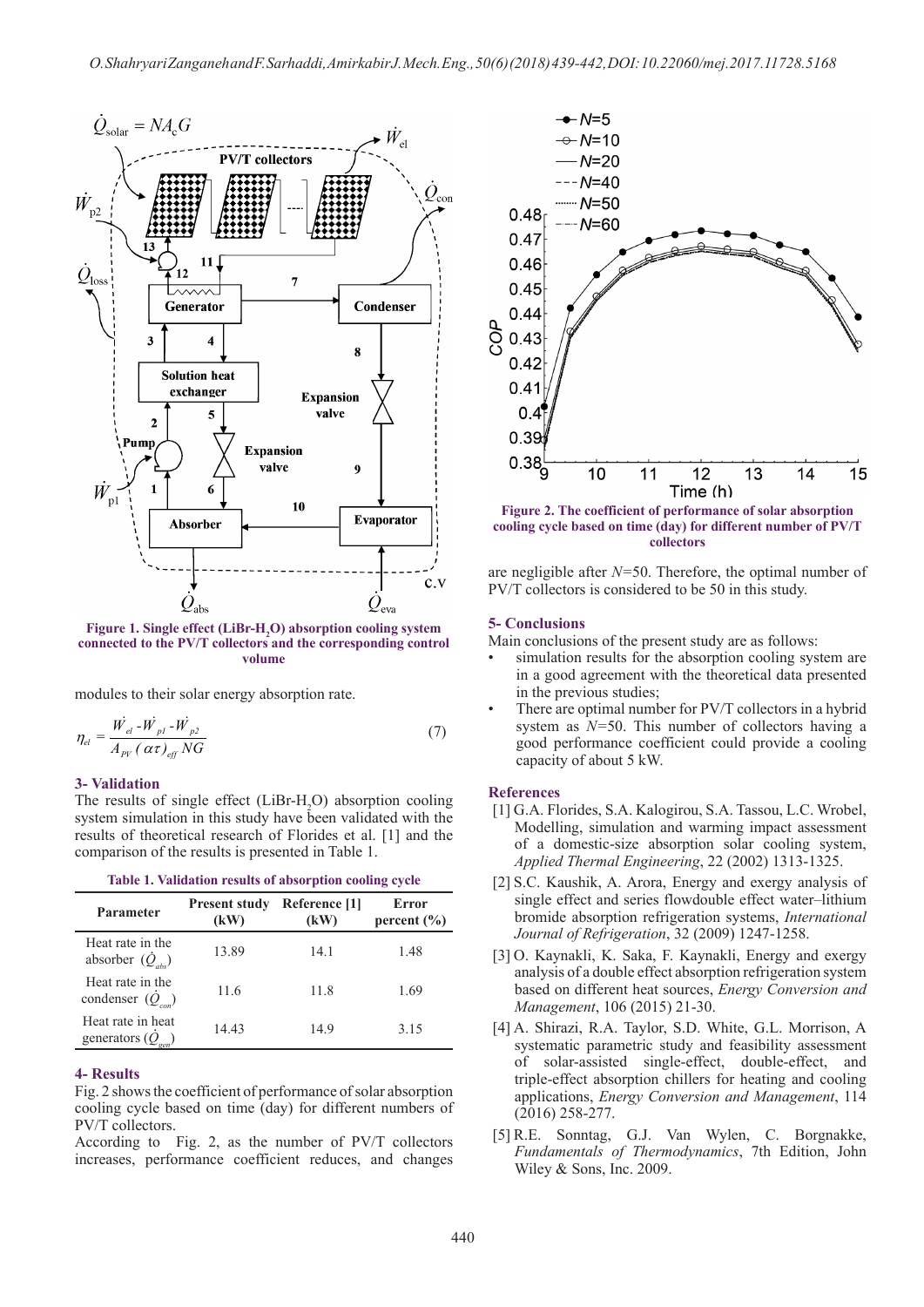Figure 1. Single effect (LiBr-$H_2O$) absorption cooling system connected to the PV/T collectors and the corresponding control volume

modules to their solar energy absorption rate.

$$\eta_{el} = \frac{\dot{W}_{el} - \dot{W}_{p1} - \dot{W}_{p2}}{A_{PV}\,(\alpha\tau)_{eff}\,NG} \qquad (7)$$

## 3- Validation

The results of single effect (LiBr-$H_2O$) absorption cooling system simulation in this study have been validated with the results of theoretical research of Florides et al. [1] and the comparison of the results is presented in Table 1.

Table 1. Validation results of absorption cooling cycle

| Parameter | Present study (kW) | Reference [1] (kW) | Error percent (%) |
| --- | --- | --- | --- |
| Heat rate in the absorber ($\dot{Q}_{abs}$) | 13.89 | 14.1 | 1.48 |
| Heat rate in the condenser ($\dot{Q}_{con}$) | 11.6 | 11.8 | 1.69 |
| Heat rate in heat generators ($\dot{Q}_{gen}$) | 14.43 | 14.9 | 3.15 |

## 4- Results

Fig. 2 shows the coefficient of performance of solar absorption cooling cycle based on time (day) for different numbers of PV/T collectors.

According to Fig. 2, as the number of PV/T collectors increases, performance coefficient reduces, and changes are negligible after $N$=50. Therefore, the optimal number of PV/T collectors is considered to be 50 in this study.

Figure 2. The coefficient of performance of solar absorption cooling cycle based on time (day) for different number of PV/T collectors

## 5- Conclusions

Main conclusions of the present study are as follows:

- simulation results for the absorption cooling system are in a good agreement with the theoretical data presented in the previous studies;
- There are optimal number for PV/T collectors in a hybrid system as $N$=50. This number of collectors having a good performance coefficient could provide a cooling capacity of about 5 kW.

## References

[1] G.A. Florides, S.A. Kalogirou, S.A. Tassou, L.C. Wrobel, Modelling, simulation and warming impact assessment of a domestic-size absorption solar cooling system, *Applied Thermal Engineering*, 22 (2002) 1313-1325.

[2] S.C. Kaushik, A. Arora, Energy and exergy analysis of single effect and series flowdouble effect water–lithium bromide absorption refrigeration systems, *International Journal of Refrigeration*, 32 (2009) 1247-1258.

[3] O. Kaynakli, K. Saka, F. Kaynakli, Energy and exergy analysis of a double effect absorption refrigeration system based on different heat sources, *Energy Conversion and Management*, 106 (2015) 21-30.

[4] A. Shirazi, R.A. Taylor, S.D. White, G.L. Morrison, A systematic parametric study and feasibility assessment of solar-assisted single-effect, double-effect, and triple-effect absorption chillers for heating and cooling applications, *Energy Conversion and Management*, 114 (2016) 258-277.

[5] R.E. Sonntag, G.J. Van Wylen, C. Borgnakke, *Fundamentals of Thermodynamics*, 7th Edition, John Wiley & Sons, Inc. 2009.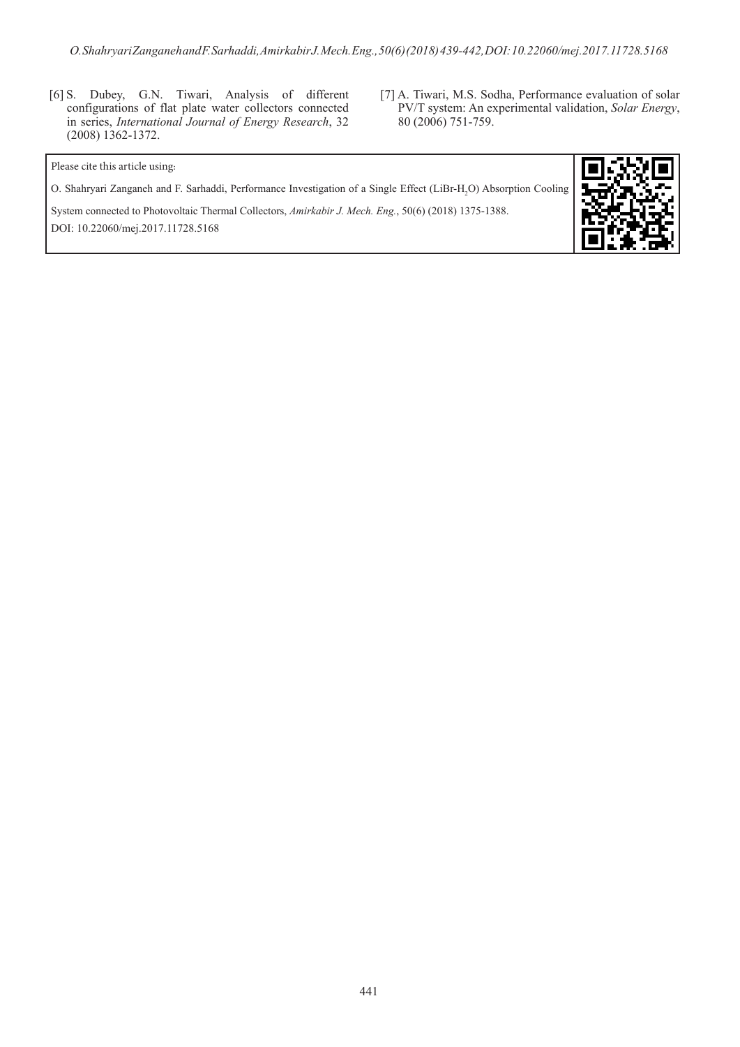[6] S. Dubey, G.N. Tiwari, Analysis of different configurations of flat plate water collectors connected in series, *International Journal of Energy Research*, 32 (2008) 1362-1372.

[7] A. Tiwari, M.S. Sodha, Performance evaluation of solar PV/T system: An experimental validation, *Solar Energy*, 80 (2006) 751-759.

Please cite this article using:

O. Shahryari Zanganeh and F. Sarhaddi, Performance Investigation of a Single Effect (LiBr-$H_2O$) Absorption Cooling System connected to Photovoltaic Thermal Collectors, *Amirkabir J. Mech. Eng.*, 50(6) (2018) 1375-1388.

DOI: 10.22060/mej.2017.11728.5168